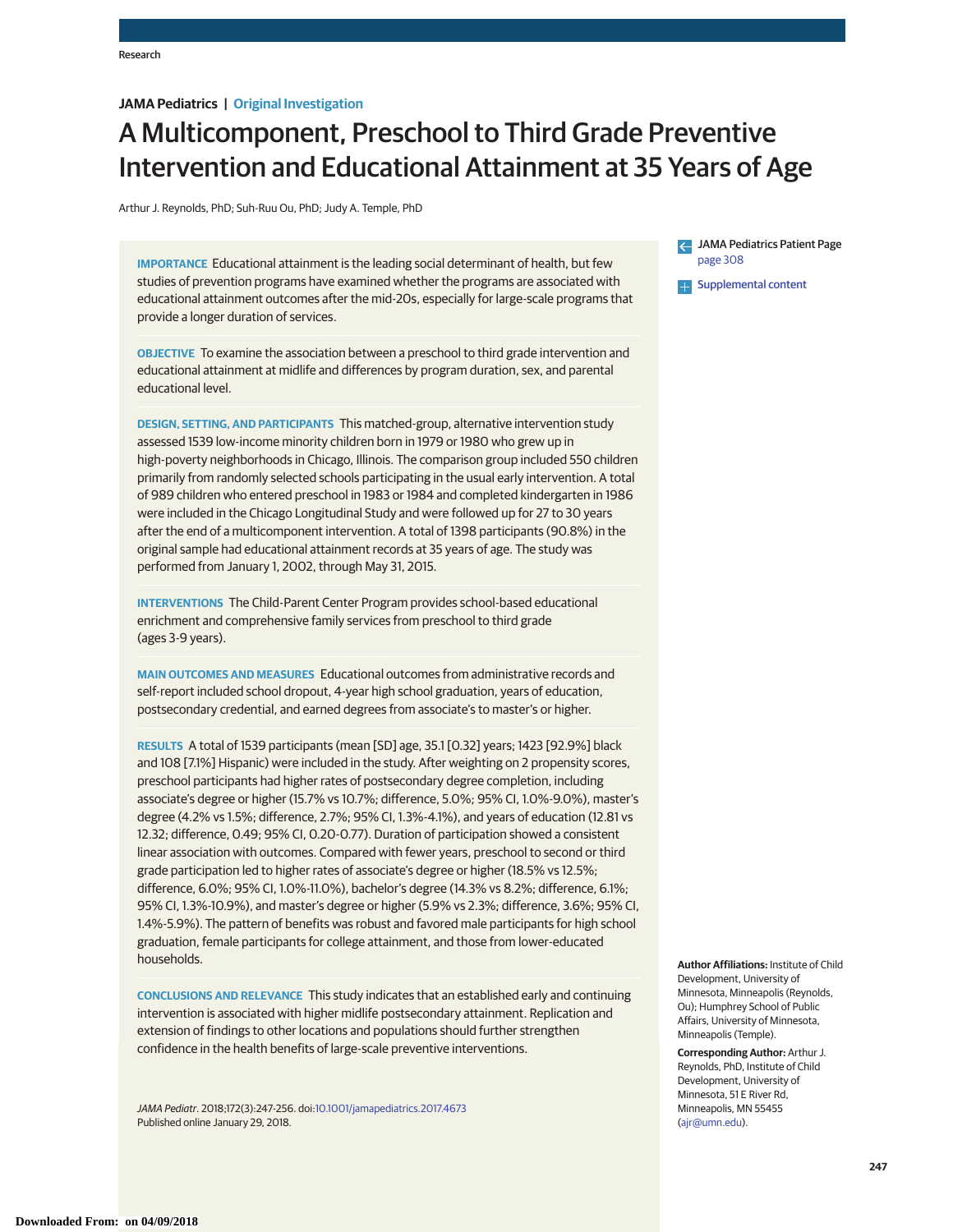Research

**JAMA Pediatrics | Original Investigation**

# A Multicomponent, Preschool to Third Grade Preventive Intervention and Educational Attainment at 35 Years of Age

Arthur J. Reynolds, PhD; Suh-Ruu Ou, PhD; Judy A. Temple, PhD

**IMPORTANCE** Educational attainment is the leading social determinant of health, but few studies of prevention programs have examined whether the programs are associated with educational attainment outcomes after the mid-20s, especially for large-scale programs that provide a longer duration of services.

**OBJECTIVE** To examine the association between a preschool to third grade intervention and educational attainment at midlife and differences by program duration, sex, and parental educational level.

**DESIGN, SETTING, AND PARTICIPANTS** This matched-group, alternative intervention study assessed 1539 low-income minority children born in 1979 or 1980 who grew up in high-poverty neighborhoods in Chicago, Illinois. The comparison group included 550 children primarily from randomly selected schools participating in the usual early intervention. A total of 989 children who entered preschool in 1983 or 1984 and completed kindergarten in 1986 were included in the Chicago Longitudinal Study and were followed up for 27 to 30 years after the end of a multicomponent intervention. A total of 1398 participants (90.8%) in the original sample had educational attainment records at 35 years of age. The study was performed from January 1, 2002, through May 31, 2015.

**INTERVENTIONS** The Child-Parent Center Program provides school-based educational enrichment and comprehensive family services from preschool to third grade (ages 3-9 years).

**MAIN OUTCOMES AND MEASURES** Educational outcomes from administrative records and self-report included school dropout, 4-year high school graduation, years of education, postsecondary credential, and earned degrees from associate's to master's or higher.

**RESULTS** A total of 1539 participants (mean [SD] age, 35.1 [0.32] years; 1423 [92.9%] black and 108 [7.1%] Hispanic) were included in the study. After weighting on 2 propensity scores, preschool participants had higher rates of postsecondary degree completion, including associate's degree or higher (15.7% vs 10.7%; difference, 5.0%; 95% CI, 1.0%-9.0%), master's degree (4.2% vs 1.5%; difference, 2.7%; 95% CI, 1.3%-4.1%), and years of education (12.81 vs 12.32; difference, 0.49; 95% CI, 0.20-0.77). Duration of participation showed a consistent linear association with outcomes. Compared with fewer years, preschool to second or third grade participation led to higher rates of associate's degree or higher (18.5% vs 12.5%; difference, 6.0%; 95% CI, 1.0%-11.0%), bachelor's degree (14.3% vs 8.2%; difference, 6.1%; 95% CI, 1.3%-10.9%), and master's degree or higher (5.9% vs 2.3%; difference, 3.6%; 95% CI, 1.4%-5.9%). The pattern of benefits was robust and favored male participants for high school graduation, female participants for college attainment, and those from lower-educated households.

**CONCLUSIONS AND RELEVANCE** This study indicates that an established early and continuing intervention is associated with higher midlife postsecondary attainment. Replication and extension of findings to other locations and populations should further strengthen confidence in the health benefits of large-scale preventive interventions.

*JAMA Pediatr*. 2018;172(3):247-256. doi:10.1001/jamapediatrics.2017.4673
Published online January 29, 2018.

JAMA Pediatrics Patient Page page 308

Supplemental content

**Author Affiliations:** Institute of Child Development, University of Minnesota, Minneapolis (Reynolds, Ou); Humphrey School of Public Affairs, University of Minnesota, Minneapolis (Temple).

**Corresponding Author:** Arthur J. Reynolds, PhD, Institute of Child Development, University of Minnesota, 51 E River Rd, Minneapolis, MN 55455 (ajr@umn.edu).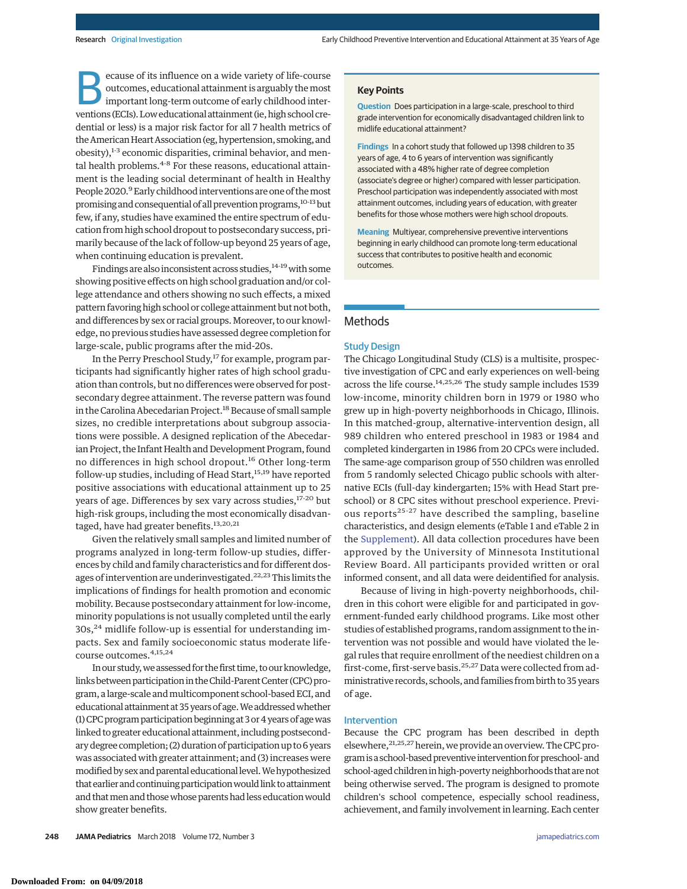Because of its influence on a wide variety of life-course outcomes, educational attainment is arguably the most important long-term outcome of early childhood interventions (ECIs). Low educational attainment (ie, high school credential or less) is a major risk factor for all 7 health metrics of the American Heart Association (eg, hypertension, smoking, and obesity),[1-3] economic disparities, criminal behavior, and mental health problems.[4-8] For these reasons, educational attainment is the leading social determinant of health in Healthy People 2020.[9] Early childhood interventions are one of the most promising and consequential of all prevention programs,[10-13] but few, if any, studies have examined the entire spectrum of education from high school dropout to postsecondary success, primarily because of the lack of follow-up beyond 25 years of age, when continuing education is prevalent.

Findings are also inconsistent across studies,[14-19] with some showing positive effects on high school graduation and/or college attendance and others showing no such effects, a mixed pattern favoring high school or college attainment but not both, and differences by sex or racial groups. Moreover, to our knowledge, no previous studies have assessed degree completion for large-scale, public programs after the mid-20s.

In the Perry Preschool Study,[17] for example, program participants had significantly higher rates of high school graduation than controls, but no differences were observed for postsecondary degree attainment. The reverse pattern was found in the Carolina Abecedarian Project.[18] Because of small sample sizes, no credible interpretations about subgroup associations were possible. A designed replication of the Abecedarian Project, the Infant Health and Development Program, found no differences in high school dropout.[16] Other long-term follow-up studies, including of Head Start,[15,19] have reported positive associations with educational attainment up to 25 years of age. Differences by sex vary across studies,[17-20] but high-risk groups, including the most economically disadvantaged, have had greater benefits.[13,20,21]

Given the relatively small samples and limited number of programs analyzed in long-term follow-up studies, differences by child and family characteristics and for different dosages of intervention are underinvestigated.[22,23] This limits the implications of findings for health promotion and economic mobility. Because postsecondary attainment for low-income, minority populations is not usually completed until the early 30s,[24] midlife follow-up is essential for understanding impacts. Sex and family socioeconomic status moderate life-course outcomes.[4,15,24]

In our study, we assessed for the first time, to our knowledge, links between participation in the Child-Parent Center (CPC) program, a large-scale and multicomponent school-based ECI, and educational attainment at 35 years of age. We addressed whether (1) CPC program participation beginning at 3 or 4 years of age was linked to greater educational attainment, including postsecondary degree completion; (2) duration of participation up to 6 years was associated with greater attainment; and (3) increases were modified by sex and parental educational level. We hypothesized that earlier and continuing participation would link to attainment and that men and those whose parents had less education would show greater benefits.

**Key Points**

**Question** Does participation in a large-scale, preschool to third grade intervention for economically disadvantaged children link to midlife educational attainment?

**Findings** In a cohort study that followed up 1398 children to 35 years of age, 4 to 6 years of intervention was significantly associated with a 48% higher rate of degree completion (associate's degree or higher) compared with lesser participation. Preschool participation was independently associated with most attainment outcomes, including years of education, with greater benefits for those whose mothers were high school dropouts.

**Meaning** Multiyear, comprehensive preventive interventions beginning in early childhood can promote long-term educational success that contributes to positive health and economic outcomes.

## Methods

### Study Design

The Chicago Longitudinal Study (CLS) is a multisite, prospective investigation of CPC and early experiences on well-being across the life course.[14,25,26] The study sample includes 1539 low-income, minority children born in 1979 or 1980 who grew up in high-poverty neighborhoods in Chicago, Illinois. In this matched-group, alternative-intervention design, all 989 children who entered preschool in 1983 or 1984 and completed kindergarten in 1986 from 20 CPCs were included. The same-age comparison group of 550 children was enrolled from 5 randomly selected Chicago public schools with alternative ECIs (full-day kindergarten; 15% with Head Start preschool) or 8 CPC sites without preschool experience. Previous reports[25-27] have described the sampling, baseline characteristics, and design elements (eTable 1 and eTable 2 in the Supplement). All data collection procedures have been approved by the University of Minnesota Institutional Review Board. All participants provided written or oral informed consent, and all data were deidentified for analysis.

Because of living in high-poverty neighborhoods, children in this cohort were eligible for and participated in government-funded early childhood programs. Like most other studies of established programs, random assignment to the intervention was not possible and would have violated the legal rules that require enrollment of the neediest children on a first-come, first-serve basis.[25,27] Data were collected from administrative records, schools, and families from birth to 35 years of age.

### Intervention

Because the CPC program has been described in depth elsewhere,[21,25,27] herein, we provide an overview. The CPC program is a school-based preventive intervention for preschool- and school-aged children in high-poverty neighborhoods that are not being otherwise served. The program is designed to promote children's school competence, especially school readiness, achievement, and family involvement in learning. Each center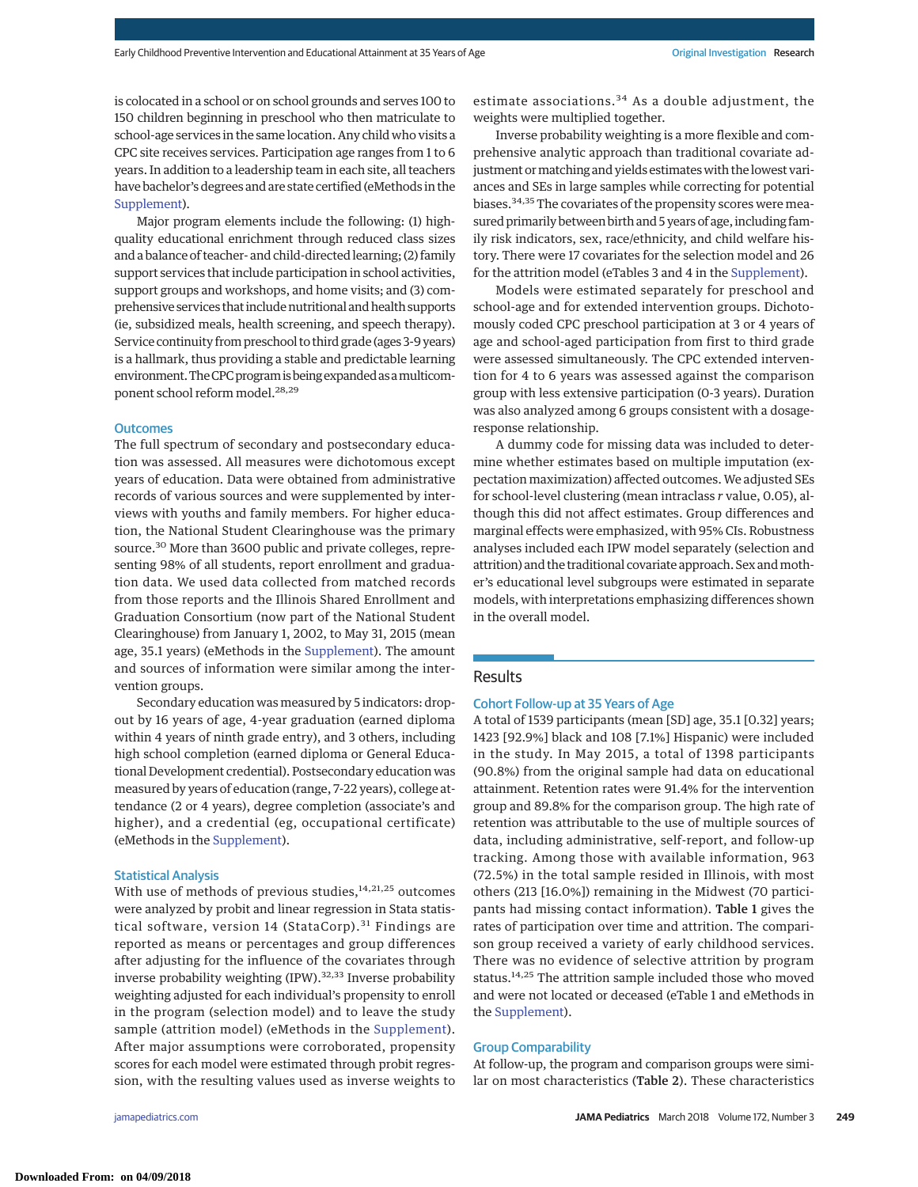is colocated in a school or on school grounds and serves 100 to 150 children beginning in preschool who then matriculate to school-age services in the same location. Any child who visits a CPC site receives services. Participation age ranges from 1 to 6 years. In addition to a leadership team in each site, all teachers have bachelor's degrees and are state certified (eMethods in the Supplement).

Major program elements include the following: (1) high-quality educational enrichment through reduced class sizes and a balance of teacher- and child-directed learning; (2) family support services that include participation in school activities, support groups and workshops, and home visits; and (3) comprehensive services that include nutritional and health supports (ie, subsidized meals, health screening, and speech therapy). Service continuity from preschool to third grade (ages 3-9 years) is a hallmark, thus providing a stable and predictable learning environment. The CPC program is being expanded as a multicomponent school reform model.[28,29]

### Outcomes

The full spectrum of secondary and postsecondary education was assessed. All measures were dichotomous except years of education. Data were obtained from administrative records of various sources and were supplemented by interviews with youths and family members. For higher education, the National Student Clearinghouse was the primary source.[30] More than 3600 public and private colleges, representing 98% of all students, report enrollment and graduation data. We used data collected from matched records from those reports and the Illinois Shared Enrollment and Graduation Consortium (now part of the National Student Clearinghouse) from January 1, 2002, to May 31, 2015 (mean age, 35.1 years) (eMethods in the Supplement). The amount and sources of information were similar among the intervention groups.

Secondary education was measured by 5 indicators: dropout by 16 years of age, 4-year graduation (earned diploma within 4 years of ninth grade entry), and 3 others, including high school completion (earned diploma or General Educational Development credential). Postsecondary education was measured by years of education (range, 7-22 years), college attendance (2 or 4 years), degree completion (associate's and higher), and a credential (eg, occupational certificate) (eMethods in the Supplement).

### Statistical Analysis

With use of methods of previous studies,[14,21,25] outcomes were analyzed by probit and linear regression in Stata statistical software, version 14 (StataCorp).[31] Findings are reported as means or percentages and group differences after adjusting for the influence of the covariates through inverse probability weighting (IPW).[32,33] Inverse probability weighting adjusted for each individual's propensity to enroll in the program (selection model) and to leave the study sample (attrition model) (eMethods in the Supplement). After major assumptions were corroborated, propensity scores for each model were estimated through probit regression, with the resulting values used as inverse weights to estimate associations.[34] As a double adjustment, the weights were multiplied together.

Inverse probability weighting is a more flexible and comprehensive analytic approach than traditional covariate adjustment or matching and yields estimates with the lowest variances and SEs in large samples while correcting for potential biases.[34,35] The covariates of the propensity scores were measured primarily between birth and 5 years of age, including family risk indicators, sex, race/ethnicity, and child welfare history. There were 17 covariates for the selection model and 26 for the attrition model (eTables 3 and 4 in the Supplement).

Models were estimated separately for preschool and school-age and for extended intervention groups. Dichotomously coded CPC preschool participation at 3 or 4 years of age and school-aged participation from first to third grade were assessed simultaneously. The CPC extended intervention for 4 to 6 years was assessed against the comparison group with less extensive participation (0-3 years). Duration was also analyzed among 6 groups consistent with a dosage-response relationship.

A dummy code for missing data was included to determine whether estimates based on multiple imputation (expectation maximization) affected outcomes. We adjusted SEs for school-level clustering (mean intraclass $r$ value, 0.05), although this did not affect estimates. Group differences and marginal effects were emphasized, with 95% CIs. Robustness analyses included each IPW model separately (selection and attrition) and the traditional covariate approach. Sex and mother's educational level subgroups were estimated in separate models, with interpretations emphasizing differences shown in the overall model.

## Results

### Cohort Follow-up at 35 Years of Age

A total of 1539 participants (mean [SD] age, 35.1 [0.32] years; 1423 [92.9%] black and 108 [7.1%] Hispanic) were included in the study. In May 2015, a total of 1398 participants (90.8%) from the original sample had data on educational attainment. Retention rates were 91.4% for the intervention group and 89.8% for the comparison group. The high rate of retention was attributable to the use of multiple sources of data, including administrative, self-report, and follow-up tracking. Among those with available information, 963 (72.5%) in the total sample resided in Illinois, with most others (213 [16.0%]) remaining in the Midwest (70 participants had missing contact information). **Table 1** gives the rates of participation over time and attrition. The comparison group received a variety of early childhood services. There was no evidence of selective attrition by program status.[14,25] The attrition sample included those who moved and were not located or deceased (eTable 1 and eMethods in the Supplement).

### Group Comparability

At follow-up, the program and comparison groups were similar on most characteristics (**Table 2**). These characteristics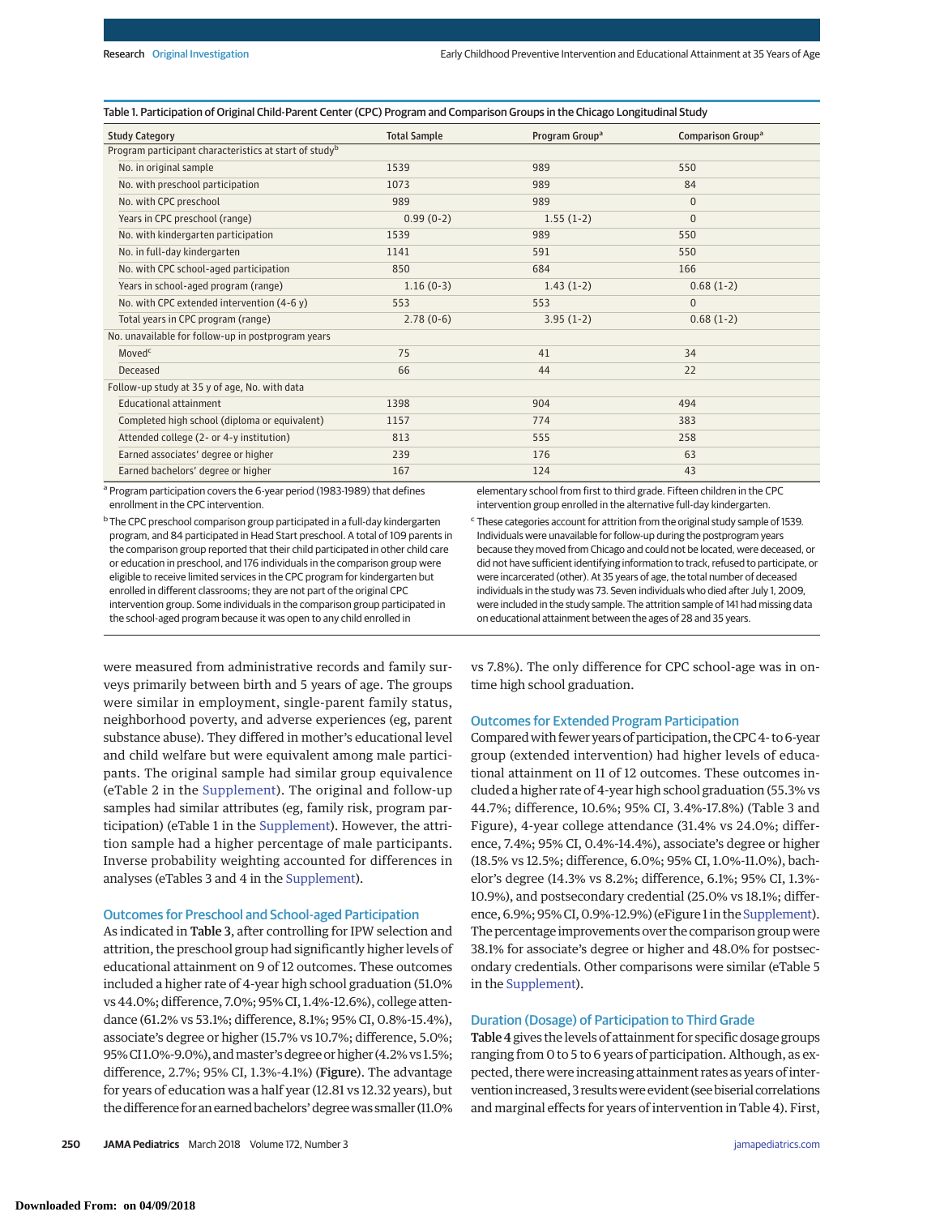Table 1. Participation of Original Child-Parent Center (CPC) Program and Comparison Groups in the Chicago Longitudinal Study

| Study Category | Total Sample | Program Group[a] | Comparison Group[a] |
|---|---|---|---|
| Program participant characteristics at start of study[b] | | | |
| No. in original sample | 1539 | 989 | 550 |
| No. with preschool participation | 1073 | 989 | 84 |
| No. with CPC preschool | 989 | 989 | 0 |
| Years in CPC preschool (range) | 0.99 (0-2) | 1.55 (1-2) | 0 |
| No. with kindergarten participation | 1539 | 989 | 550 |
| No. in full-day kindergarten | 1141 | 591 | 550 |
| No. with CPC school-aged participation | 850 | 684 | 166 |
| Years in school-aged program (range) | 1.16 (0-3) | 1.43 (1-2) | 0.68 (1-2) |
| No. with CPC extended intervention (4-6 y) | 553 | 553 | 0 |
| Total years in CPC program (range) | 2.78 (0-6) | 3.95 (1-2) | 0.68 (1-2) |
| No. unavailable for follow-up in postprogram years | | | |
| Moved[c] | 75 | 41 | 34 |
| Deceased | 66 | 44 | 22 |
| Follow-up study at 35 y of age, No. with data | | | |
| Educational attainment | 1398 | 904 | 494 |
| Completed high school (diploma or equivalent) | 1157 | 774 | 383 |
| Attended college (2- or 4-y institution) | 813 | 555 | 258 |
| Earned associates' degree or higher | 239 | 176 | 63 |
| Earned bachelors' degree or higher | 167 | 124 | 43 |

[a] Program participation covers the 6-year period (1983-1989) that defines enrollment in the CPC intervention.

[b] The CPC preschool comparison group participated in a full-day kindergarten program, and 84 participated in Head Start preschool. A total of 109 parents in the comparison group reported that their child participated in other child care or education in preschool, and 176 individuals in the comparison group were eligible to receive limited services in the CPC program for kindergarten but enrolled in different classrooms; they are not part of the original CPC intervention group. Some individuals in the comparison group participated in the school-aged program because it was open to any child enrolled in elementary school from first to third grade. Fifteen children in the CPC intervention group enrolled in the alternative full-day kindergarten.

[c] These categories account for attrition from the original study sample of 1539. Individuals were unavailable for follow-up during the postprogram years because they moved from Chicago and could not be located, were deceased, or did not have sufficient identifying information to track, refused to participate, or were incarcerated (other). At 35 years of age, the total number of deceased individuals in the study was 73. Seven individuals who died after July 1, 2009, were included in the study sample. The attrition sample of 141 had missing data on educational attainment between the ages of 28 and 35 years.

were measured from administrative records and family surveys primarily between birth and 5 years of age. The groups were similar in employment, single-parent family status, neighborhood poverty, and adverse experiences (eg, parent substance abuse). They differed in mother's educational level and child welfare but were equivalent among male participants. The original sample had similar group equivalence (eTable 2 in the Supplement). The original and follow-up samples had similar attributes (eg, family risk, program participation) (eTable 1 in the Supplement). However, the attrition sample had a higher percentage of male participants. Inverse probability weighting accounted for differences in analyses (eTables 3 and 4 in the Supplement).

### Outcomes for Preschool and School-aged Participation

As indicated in **Table 3**, after controlling for IPW selection and attrition, the preschool group had significantly higher levels of educational attainment on 9 of 12 outcomes. These outcomes included a higher rate of 4-year high school graduation (51.0% vs 44.0%; difference, 7.0%; 95% CI, 1.4%-12.6%), college attendance (61.2% vs 53.1%; difference, 8.1%; 95% CI, 0.8%-15.4%), associate's degree or higher (15.7% vs 10.7%; difference, 5.0%; 95% CI 1.0%-9.0%), and master's degree or higher (4.2% vs 1.5%; difference, 2.7%; 95% CI, 1.3%-4.1%) (**Figure**). The advantage for years of education was a half year (12.81 vs 12.32 years), but the difference for an earned bachelors' degree was smaller (11.0% vs 7.8%). The only difference for CPC school-age was in on-time high school graduation.

### Outcomes for Extended Program Participation

Compared with fewer years of participation, the CPC 4- to 6-year group (extended intervention) had higher levels of educational attainment on 11 of 12 outcomes. These outcomes included a higher rate of 4-year high school graduation (55.3% vs 44.7%; difference, 10.6%; 95% CI, 3.4%-17.8%) (Table 3 and Figure), 4-year college attendance (31.4% vs 24.0%; difference, 7.4%; 95% CI, 0.4%-14.4%), associate's degree or higher (18.5% vs 12.5%; difference, 6.0%; 95% CI, 1.0%-11.0%), bachelor's degree (14.3% vs 8.2%; difference, 6.1%; 95% CI, 1.3%-10.9%), and postsecondary credential (25.0% vs 18.1%; difference, 6.9%; 95% CI, 0.9%-12.9%) (eFigure 1 in the Supplement). The percentage improvements over the comparison group were 38.1% for associate's degree or higher and 48.0% for postsecondary credentials. Other comparisons were similar (eTable 5 in the Supplement).

### Duration (Dosage) of Participation to Third Grade

**Table 4** gives the levels of attainment for specific dosage groups ranging from 0 to 5 to 6 years of participation. Although, as expected, there were increasing attainment rates as years of intervention increased, 3 results were evident (see biserial correlations and marginal effects for years of intervention in Table 4). First,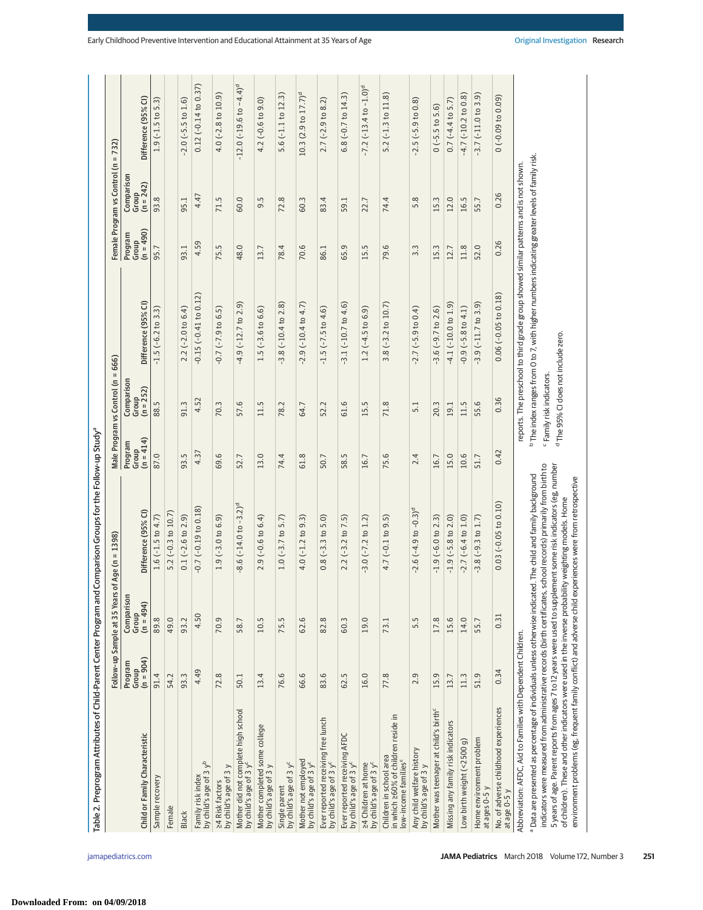Table 2. Preprogram Attributes of Child-Parent Center Program and Comparison Groups for the Follow-up Study[a]

| Child or Family Characteristic | Follow-up Sample at 35 Years of Age (n = 1398) | | | Male Program vs Control (n = 666) | | | Female Program vs Control (n = 732) | | |
|---|---|---|---|---|---|---|---|---|---|
| | Program Group (n = 904) | Comparison Group (n = 494) | Difference (95% CI) | Program Group (n = 414) | Comparison Group (n = 252) | Difference (95% CI) | Program Group (n = 490) | Comparison Group (n = 242) | Difference (95% CI) |
| Sample recovery | 91.4 | 89.8 | 1.6 (−1.5 to 4.7) | 87.0 | 88.5 | −1.5 (−6.2 to 3.3) | 95.7 | 93.8 | 1.9 (−1.5 to 5.3) |
| Female | 54.2 | 49.0 | 5.2 (−0.3 to 10.7) | | | | | | |
| Black | 93.3 | 93.2 | 0.1 (−2.6 to 2.9) | 93.5 | 91.3 | 2.2 (−2.0 to 6.4) | 93.1 | 95.1 | −2.0 (−5.5 to 1.6) |
| Family risk index by child's age of 3 y[b] | 4.49 | 4.50 | −0.7 (−0.19 to 0.18) | 4.37 | 4.52 | −0.15 (−0.41 to 0.12) | 4.59 | 4.47 | 0.12 (−0.14 to 0.37) |
| ≥4 Risk factors by child's age of 3 y | 72.8 | 70.9 | 1.9 (−3.0 to 6.9) | 69.6 | 70.3 | −0.7 (−7.9 to 6.5) | 75.5 | 71.5 | 4.0 (−2.8 to 10.9) |
| Mother did not complete high school by child's age of 3 y[c] | 50.1 | 58.7 | −8.6 (−14.0 to −3.2)[d] | 52.7 | 57.6 | −4.9 (−12.7 to 2.9) | 48.0 | 60.0 | −12.0 (−19.6 to −4.4)[d] |
| Mother completed some college by child's age of 3 y | 13.4 | 10.5 | 2.9 (−0.6 to 6.4) | 13.0 | 11.5 | 1.5 (−3.6 to 6.6) | 13.7 | 9.5 | 4.2 (−0.6 to 9.0) |
| Single parent by child's age of 3 y[c] | 76.6 | 75.5 | 1.0 (−3.7 to 5.7) | 74.4 | 78.2 | −3.8 (−10.4 to 2.8) | 78.4 | 72.8 | 5.6 (−1.1 to 12.3) |
| Mother not employed by child's age of 3 y[c] | 66.6 | 62.6 | 4.0 (−1.2 to 9.3) | 61.8 | 64.7 | −2.9 (−10.4 to 4.7) | 70.6 | 60.3 | 10.3 (2.9 to 17.7)[d] |
| Ever reported receiving free lunch by child's age of 3 y[c] | 83.6 | 82.8 | 0.8 (−3.3 to 5.0) | 50.7 | 52.2 | −1.5 (−7.5 to 4.6) | 86.1 | 83.4 | 2.7 (−2.9 to 8.2) |
| Ever reported receiving AFDC by child's age of 3 y[c] | 62.5 | 60.3 | 2.2 (−3.2 to 7.5) | 58.5 | 61.6 | −3.1 (−10.7 to 4.6) | 65.9 | 59.1 | 6.8 (−0.7 to 14.3) |
| ≥4 Children at home by child's age of 3 y[c] | 16.0 | 19.0 | −3.0 (−7.2 to 1.2) | 16.7 | 15.5 | 1.2 (−4.5 to 6.9) | 15.5 | 22.7 | −7.2 (−13.4 to −1.0)[d] |
| Children in school area in which ≥60% of children reside in low-income families[c] | 77.8 | 73.1 | 4.7 (−0.1 to 9.5) | 75.6 | 71.8 | 3.8 (−3.2 to 10.7) | 79.6 | 74.4 | 5.2 (−1.3 to 11.8) |
| Any child welfare history by child's age of 3 y | 2.9 | 5.5 | −2.6 (−4.9 to −0.3)[d] | 2.4 | 5.1 | −2.7 (−5.9 to 0.4) | 3.3 | 5.8 | −2.5 (−5.9 to 0.8) |
| Mother was teenager at child's birth[c] | 15.9 | 17.8 | −1.9 (−6.0 to 2.3) | 16.7 | 20.3 | −3.6 (−9.7 to 2.6) | 15.3 | 15.3 | 0 (−5.5 to 5.6) |
| Missing any family risk indicators | 13.7 | 15.6 | −1.9 (−5.8 to 2.0) | 15.0 | 19.1 | −4.1 (−10.0 to 1.9) | 12.7 | 12.0 | 0.7 (−4.4 to 5.7) |
| Low birth weight (<2500 g) | 11.3 | 14.0 | −2.7 (−6.4 to 1.0) | 10.6 | 11.5 | −0.9 (−5.8 to 4.1) | 11.8 | 16.5 | −4.7 (−10.2 to 0.8) |
| Home environment problem at ages 0-5 y | 51.9 | 55.7 | −3.8 (−9.3 to 1.7) | 51.7 | 55.6 | −3.9 (−11.7 to 3.9) | 52.0 | 55.7 | −3.7 (−11.0 to 3.9) |
| No. of adverse childhood experiences at age 0-5 y | 0.34 | 0.31 | 0.03 (−0.05 to 0.10) | 0.42 | 0.36 | 0.06 (−0.05 to 0.18) | 0.26 | 0.26 | 0 (−0.09 to 0.09) |

Abbreviation: AFDC, Aid to Families with Dependent Children.

[a] Data are presented as percentage of individuals unless otherwise indicated. The child and family background indicators were measured from administrative records (birth certificates, school records) primarily from birth to 5 years of age. Parent reports from ages 7 to 12 years were used to supplement some risk indicators (eg, number of children). These and other indicators were used in the inverse probability weighting models. Home environment problems (eg, frequent family conflict) and adverse child experiences were from retrospective reports. The preschool to third grade group showed similar patterns and is not shown.

[b] The index ranges from 0 to 7, with higher numbers indicating greater levels of family risk.

[c] Family risk indicators.

[d] The 95% CI does not include zero.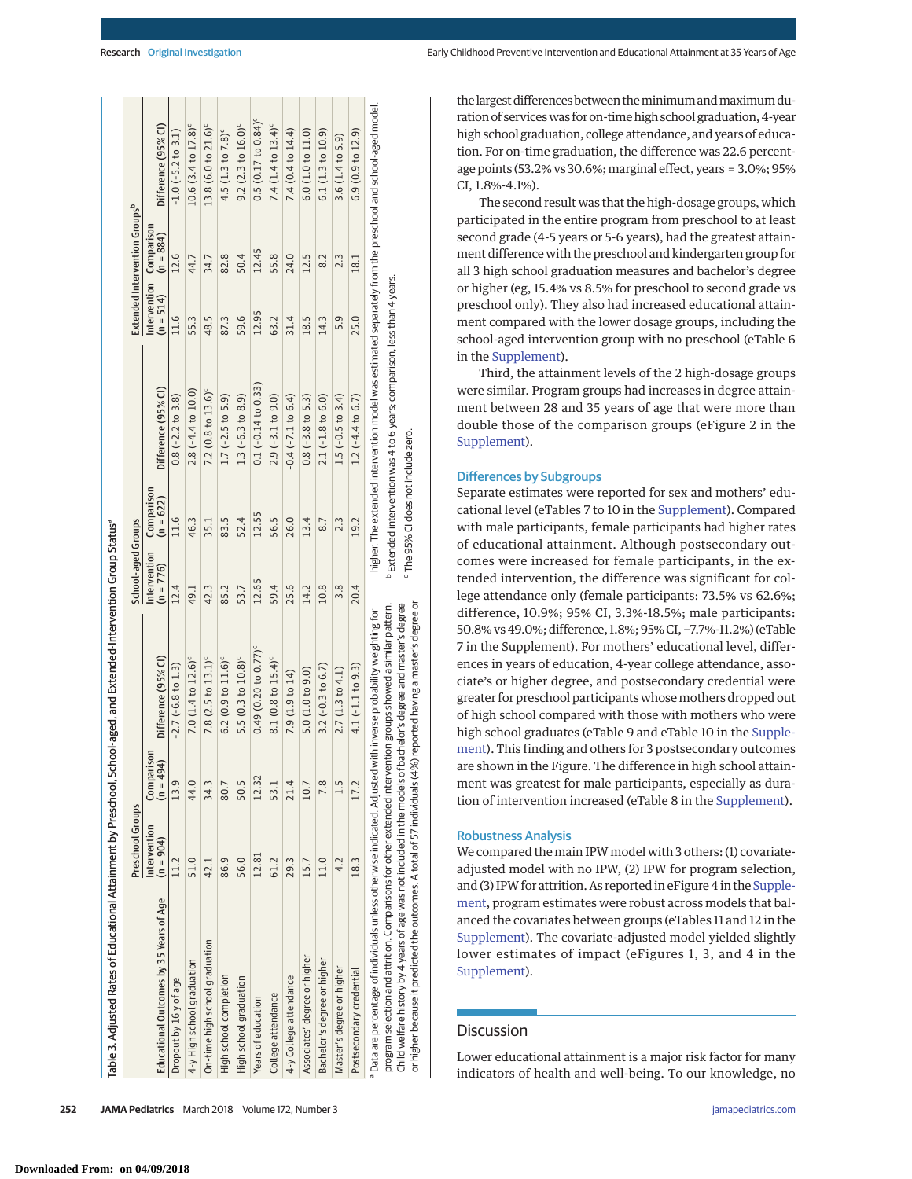Table 3. Adjusted Rates of Educational Attainment by Preschool, School-aged, and Extended-Intervention Group Status[a]

| Educational Outcomes by 35 Years of Age | Preschool Groups | | | School-aged Groups | | | Extended Intervention Groups[b] | | |
|---|---|---|---|---|---|---|---|---|---|
| | Intervention (n = 904) | Comparison (n = 494) | Difference (95% CI) | Intervention (n = 776) | Comparison (n = 622) | Difference (95% CI) | Intervention (n = 514) | Comparison (n = 884) | Difference (95% CI) |
| Dropout by 16 y of age | 11.2 | 13.9 | -2.7 (-6.8 to 1.3) | 12.4 | 11.6 | 0.8 (-2.2 to 3.8) | 11.6 | 12.6 | -1.0 (-5.2 to 3.1) |
| 4-y High school graduation | 51.0 | 44.0 | 7.0 (1.4 to 12.6)[c] | 49.1 | 46.3 | 2.8 (-4.4 to 10.0) | 55.3 | 44.7 | 10.6 (3.4 to 17.8)[c] |
| On-time high school graduation | 42.1 | 34.3 | 7.8 (2.5 to 13.1)[c] | 42.3 | 35.1 | 7.2 (0.8 to 13.6)[c] | 48.5 | 34.7 | 13.8 (6.0 to 21.6)[c] |
| High school completion | 86.9 | 80.7 | 6.2 (0.9 to 11.6)[c] | 85.2 | 83.5 | 1.7 (-2.5 to 5.9) | 87.3 | 82.8 | 4.5 (1.3 to 7.8)[c] |
| High school graduation | 56.0 | 50.5 | 5.5 (0.3 to 10.8)[c] | 53.7 | 52.4 | 1.3 (-6.3 to 8.9) | 59.6 | 50.4 | 9.2 (2.3 to 16.0)[c] |
| Years of education | 12.81 | 12.32 | 0.49 (0.20 to 0.77)[c] | 12.65 | 12.55 | 0.1 (-0.14 to 0.33) | 12.95 | 12.45 | 0.5 (0.17 to 0.84)[c] |
| College attendance | 61.2 | 53.1 | 8.1 (0.8 to 15.4)[c] | 59.4 | 56.5 | 2.9 (-3.1 to 9.0) | 63.2 | 55.8 | 7.4 (1.4 to 13.4)[c] |
| 4-y College attendance | 29.3 | 21.4 | 7.9 (1.9 to 14) | 25.6 | 26.0 | -0.4 (-7.1 to 6.4) | 31.4 | 24.0 | 7.4 (0.4 to 14.4) |
| Associates' degree or higher | 15.7 | 10.7 | 5.0 (1.0 to 9.0) | 14.2 | 13.4 | 0.8 (-3.8 to 5.3) | 18.5 | 12.5 | 6.0 (1.0 to 11.0) |
| Bachelor's degree or higher | 11.0 | 7.8 | 3.2 (-0.3 to 6.7) | 10.8 | 8.7 | 2.1 (-1.8 to 6.0) | 14.3 | 8.2 | 6.1 (1.3 to 10.9) |
| Master's degree or higher | 4.2 | 1.5 | 2.7 (1.3 to 4.1) | 3.8 | 2.3 | 1.5 (-0.5 to 3.4) | 5.9 | 2.3 | 3.6 (1.4 to 5.9) |
| Postsecondary credential | 18.3 | 17.2 | 4.1 (-1.1 to 9.3) | 20.4 | 19.2 | 1.2 (-4.4 to 6.7) | 25.0 | 18.1 | 6.9 (0.9 to 12.9) |

[a] Data are percentage of individuals unless otherwise indicated. Adjusted with inverse probability weighting for program selection and attrition. Comparisons for other extended intervention groups showed a similar pattern. Child welfare history by 4 years of age was not included in the models of bachelor's degree and master's degree or higher because it predicted the outcomes. A total of 57 individuals (4%) reported having a master's degree or higher. The extended intervention model was estimated separately from the preschool and school-aged model.

[b] Extended intervention was 4 to 6 years; comparison, less than 4 years.

[c] The 95% CI does not include zero.

the largest differences between the minimum and maximum duration of services was for on-time high school graduation, 4-year high school graduation, college attendance, and years of education. For on-time graduation, the difference was 22.6 percentage points (53.2% vs 30.6%; marginal effect, years = 3.0%; 95% CI, 1.8%-4.1%).

The second result was that the high-dosage groups, which participated in the entire program from preschool to at least second grade (4-5 years or 5-6 years), had the greatest attainment difference with the preschool and kindergarten group for all 3 high school graduation measures and bachelor's degree or higher (eg, 15.4% vs 8.5% for preschool to second grade vs preschool only). They also had increased educational attainment compared with the lower dosage groups, including the school-aged intervention group with no preschool (eTable 6 in the Supplement).

Third, the attainment levels of the 2 high-dosage groups were similar. Program groups had increases in degree attainment between 28 and 35 years of age that were more than double those of the comparison groups (eFigure 2 in the Supplement).

### Differences by Subgroups

Separate estimates were reported for sex and mothers' educational level (eTables 7 to 10 in the Supplement). Compared with male participants, female participants had higher rates of educational attainment. Although postsecondary outcomes were increased for female participants, in the extended intervention, the difference was significant for college attendance only (female participants: 73.5% vs 62.6%; difference, 10.9%; 95% CI, 3.3%-18.5%; male participants: 50.8% vs 49.0%; difference, 1.8%; 95% CI, −7.7%-11.2%) (eTable 7 in the Supplement). For mothers' educational level, differences in years of education, 4-year college attendance, associate's or higher degree, and postsecondary credential were greater for preschool participants whose mothers dropped out of high school compared with those with mothers who were high school graduates (eTable 9 and eTable 10 in the Supplement). This finding and others for 3 postsecondary outcomes are shown in the Figure. The difference in high school attainment was greatest for male participants, especially as duration of intervention increased (eTable 8 in the Supplement).

### Robustness Analysis

We compared the main IPW model with 3 others: (1) covariate-adjusted model with no IPW, (2) IPW for program selection, and (3) IPW for attrition. As reported in eFigure 4 in the Supplement, program estimates were robust across models that balanced the covariates between groups (eTables 11 and 12 in the Supplement). The covariate-adjusted model yielded slightly lower estimates of impact (eFigures 1, 3, and 4 in the Supplement).

## Discussion

Lower educational attainment is a major risk factor for many indicators of health and well-being. To our knowledge, no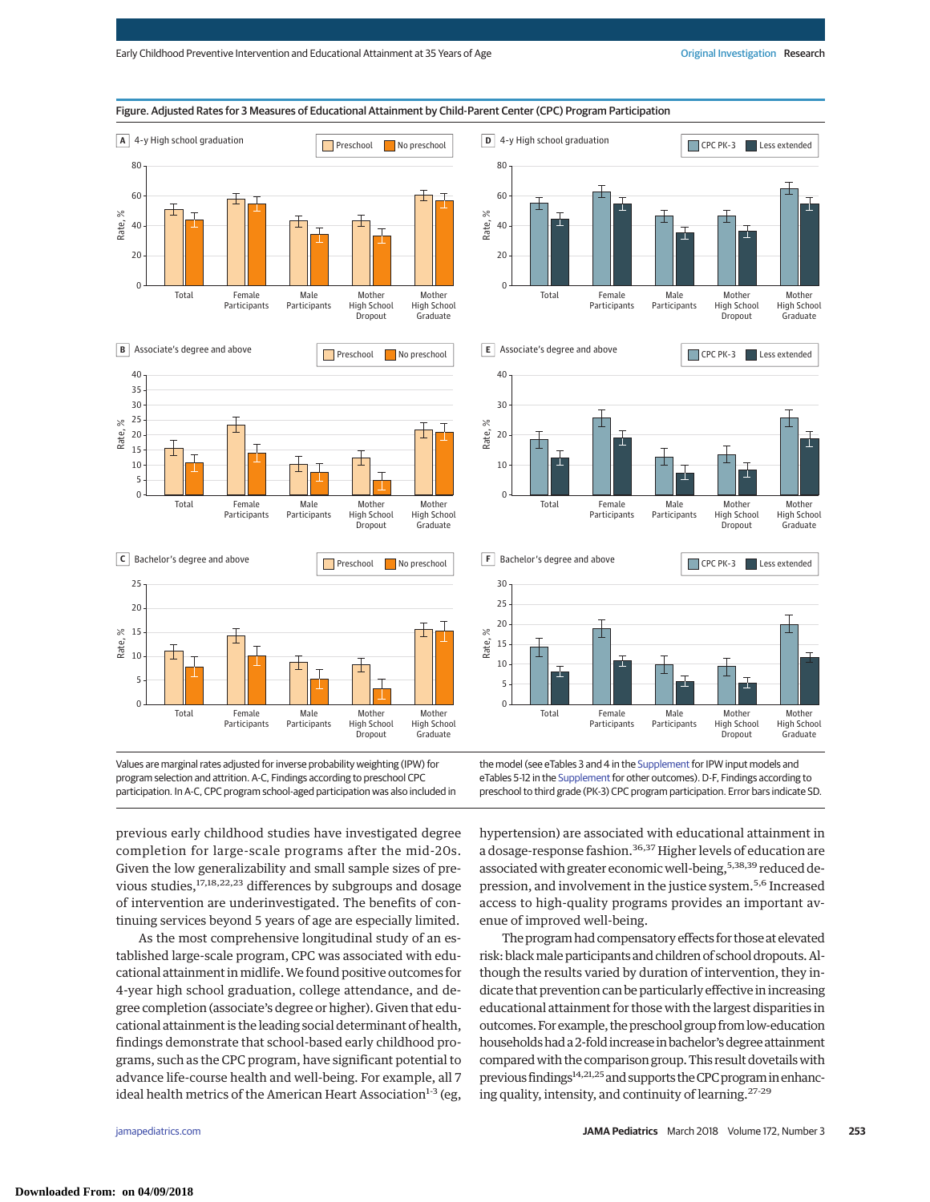**Figure. Adjusted Rates for 3 Measures of Educational Attainment by Child-Parent Center (CPC) Program Participation**

A 4-y High school graduation — Preschool / No preschool

B Associate's degree and above — Preschool / No preschool

C Bachelor's degree and above — Preschool / No preschool

D 4-y High school graduation — CPC PK-3 / Less extended

E Associate's degree and above — CPC PK-3 / Less extended

F Bachelor's degree and above — CPC PK-3 / Less extended

Values are marginal rates adjusted for inverse probability weighting (IPW) for program selection and attrition. A-C, Findings according to preschool CPC participation. In A-C, CPC program school-aged participation was also included in the model (see eTables 3 and 4 in the Supplement for IPW input models and eTables 5-12 in the Supplement for other outcomes). D-F, Findings according to preschool to third grade (PK-3) CPC program participation. Error bars indicate SD.

previous early childhood studies have investigated degree completion for large-scale programs after the mid-20s. Given the low generalizability and small sample sizes of previous studies,[17,18,22,23] differences by subgroups and dosage of intervention are underinvestigated. The benefits of continuing services beyond 5 years of age are especially limited.

As the most comprehensive longitudinal study of an established large-scale program, CPC was associated with educational attainment in midlife. We found positive outcomes for 4-year high school graduation, college attendance, and degree completion (associate's degree or higher). Given that educational attainment is the leading social determinant of health, findings demonstrate that school-based early childhood programs, such as the CPC program, have significant potential to advance life-course health and well-being. For example, all 7 ideal health metrics of the American Heart Association[1-3] (eg, hypertension) are associated with educational attainment in a dosage-response fashion.[36,37] Higher levels of education are associated with greater economic well-being,[5,38,39] reduced depression, and involvement in the justice system.[5,6] Increased access to high-quality programs provides an important avenue of improved well-being.

The program had compensatory effects for those at elevated risk: black male participants and children of school dropouts. Although the results varied by duration of intervention, they indicate that prevention can be particularly effective in increasing educational attainment for those with the largest disparities in outcomes. For example, the preschool group from low-education households had a 2-fold increase in bachelor's degree attainment compared with the comparison group. This result dovetails with previous findings[14,21,25] and supports the CPC program in enhancing quality, intensity, and continuity of learning.[27-29]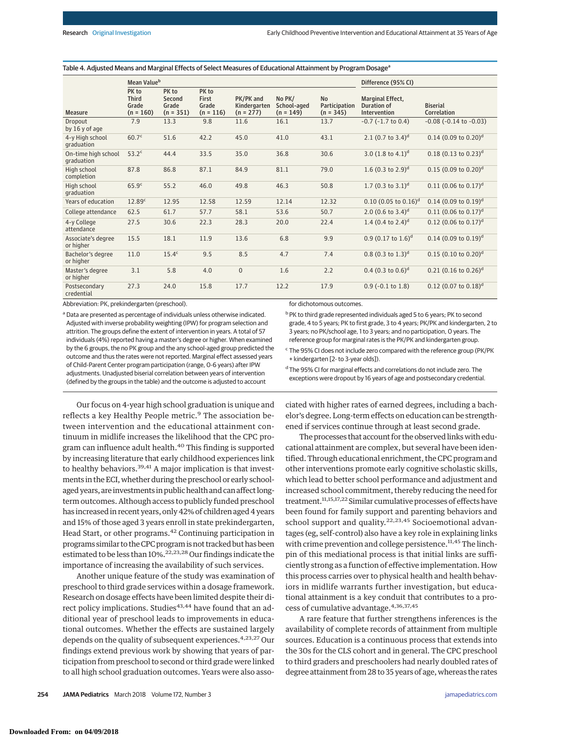Table 4. Adjusted Means and Marginal Effects of Select Measures of Educational Attainment by Program Dosage[a]

| Measure | Mean Value[b] | | | | | | Difference (95% CI) | |
|---|---|---|---|---|---|---|---|---|
| | PK to Third Grade (n = 160) | PK to Second Grade (n = 351) | PK to First Grade (n = 116) | PK/PK and Kindergarten (n = 277) | No PK/ School-aged (n = 149) | No Participation (n = 345) | Marginal Effect, Duration of Intervention | Biserial Correlation |
| Dropout by 16 y of age | 7.9 | 13.3 | 9.8 | 11.6 | 16.1 | 13.7 | −0.7 (−1.7 to 0.4) | −0.08 (−0.14 to −0.03) |
| 4-y High school graduation | 60.7[c] | 51.6 | 42.2 | 45.0 | 41.0 | 43.1 | 2.1 (0.7 to 3.4)[d] | 0.14 (0.09 to 0.20)[d] |
| On-time high school graduation | 53.2[c] | 44.4 | 33.5 | 35.0 | 36.8 | 30.6 | 3.0 (1.8 to 4.1)[d] | 0.18 (0.13 to 0.23)[d] |
| High school completion | 87.8 | 86.8 | 87.1 | 84.9 | 81.1 | 79.0 | 1.6 (0.3 to 2.9)[d] | 0.15 (0.09 to 0.20)[d] |
| High school graduation | 65.9[c] | 55.2 | 46.0 | 49.8 | 46.3 | 50.8 | 1.7 (0.3 to 3.1)[d] | 0.11 (0.06 to 0.17)[d] |
| Years of education | 12.89[c] | 12.95 | 12.58 | 12.59 | 12.14 | 12.32 | 0.10 (0.05 to 0.16)[d] | 0.14 (0.09 to 0.19)[d] |
| College attendance | 62.5 | 61.7 | 57.7 | 58.1 | 53.6 | 50.7 | 2.0 (0.6 to 3.4)[d] | 0.11 (0.06 to 0.17)[d] |
| 4-y College attendance | 27.5 | 30.6 | 22.3 | 28.3 | 20.0 | 22.4 | 1.4 (0.4 to 2.4)[d] | 0.12 (0.06 to 0.17)[d] |
| Associate's degree or higher | 15.5 | 18.1 | 11.9 | 13.6 | 6.8 | 9.9 | 0.9 (0.17 to 1.6)[d] | 0.14 (0.09 to 0.19)[d] |
| Bachelor's degree or higher | 11.0 | 15.4[c] | 9.5 | 8.5 | 4.7 | 7.4 | 0.8 (0.3 to 1.3)[d] | 0.15 (0.10 to 0.20)[d] |
| Master's degree or higher | 3.1 | 5.8 | 4.0 | 0 | 1.6 | 2.2 | 0.4 (0.3 to 0.6)[d] | 0.21 (0.16 to 0.26)[d] |
| Postsecondary credential | 27.3 | 24.0 | 15.8 | 17.7 | 12.2 | 17.9 | 0.9 (−0.1 to 1.8) | 0.12 (0.07 to 0.18)[d] |

Abbreviation: PK, prekindergarten (preschool).

[a] Data are presented as percentage of individuals unless otherwise indicated. Adjusted with inverse probability weighting (IPW) for program selection and attrition. The groups define the extent of intervention in years. A total of 57 individuals (4%) reported having a master's degree or higher. When examined by the 6 groups, the no PK group and the any school-aged group predicted the outcome and thus the rates were not reported. Marginal effect assessed years of Child-Parent Center program participation (range, 0-6 years) after IPW adjustments. Unadjusted biserial correlation between years of intervention (defined by the groups in the table) and the outcome is adjusted to account for dichotomous outcomes.

[b] PK to third grade represented individuals aged 5 to 6 years; PK to second grade, 4 to 5 years; PK to first grade, 3 to 4 years; PK/PK and kindergarten, 2 to 3 years; no PK/school age, 1 to 3 years; and no participation, 0 years. The reference group for marginal rates is the PK/PK and kindergarten group.

[c] The 95% CI does not include zero compared with the reference group (PK/PK + kindergarten [2- to 3-year olds]).

[d] The 95% CI for marginal effects and correlations do not include zero. The exceptions were dropout by 16 years of age and postsecondary credential.

Our focus on 4-year high school graduation is unique and reflects a key Healthy People metric.[9] The association between intervention and the educational attainment continuum in midlife increases the likelihood that the CPC program can influence adult health.[40] This finding is supported by increasing literature that early childhood experiences link to healthy behaviors.[39,41] A major implication is that investments in the ECI, whether during the preschool or early school-aged years, are investments in public health and can affect long-term outcomes. Although access to publicly funded preschool has increased in recent years, only 42% of children aged 4 years and 15% of those aged 3 years enroll in state prekindergarten, Head Start, or other programs.[42] Continuing participation in programs similar to the CPC program is not tracked but has been estimated to be less than 10%.[22,23,28] Our findings indicate the importance of increasing the availability of such services.

Another unique feature of the study was examination of preschool to third grade services within a dosage framework. Research on dosage effects have been limited despite their direct policy implications. Studies[43,44] have found that an additional year of preschool leads to improvements in educational outcomes. Whether the effects are sustained largely depends on the quality of subsequent experiences.[4,23,27] Our findings extend previous work by showing that years of participation from preschool to second or third grade were linked to all high school graduation outcomes. Years were also associated with higher rates of earned degrees, including a bachelor's degree. Long-term effects on education can be strengthened if services continue through at least second grade.

The processes that account for the observed links with educational attainment are complex, but several have been identified. Through educational enrichment, the CPC program and other interventions promote early cognitive scholastic skills, which lead to better school performance and adjustment and increased school commitment, thereby reducing the need for treatment.[11,15,17,22] Similar cumulative processes of effects have been found for family support and parenting behaviors and school support and quality.[22,23,45] Socioemotional advantages (eg, self-control) also have a key role in explaining links with crime prevention and college persistence.[11,45] The linchpin of this mediational process is that initial links are sufficiently strong as a function of effective implementation. How this process carries over to physical health and health behaviors in midlife warrants further investigation, but educational attainment is a key conduit that contributes to a process of cumulative advantage.[4,36,37,45]

A rare feature that further strengthens inferences is the availability of complete records of attainment from multiple sources. Education is a continuous process that extends into the 30s for the CLS cohort and in general. The CPC preschool to third graders and preschoolers had nearly doubled rates of degree attainment from 28 to 35 years of age, whereas the rates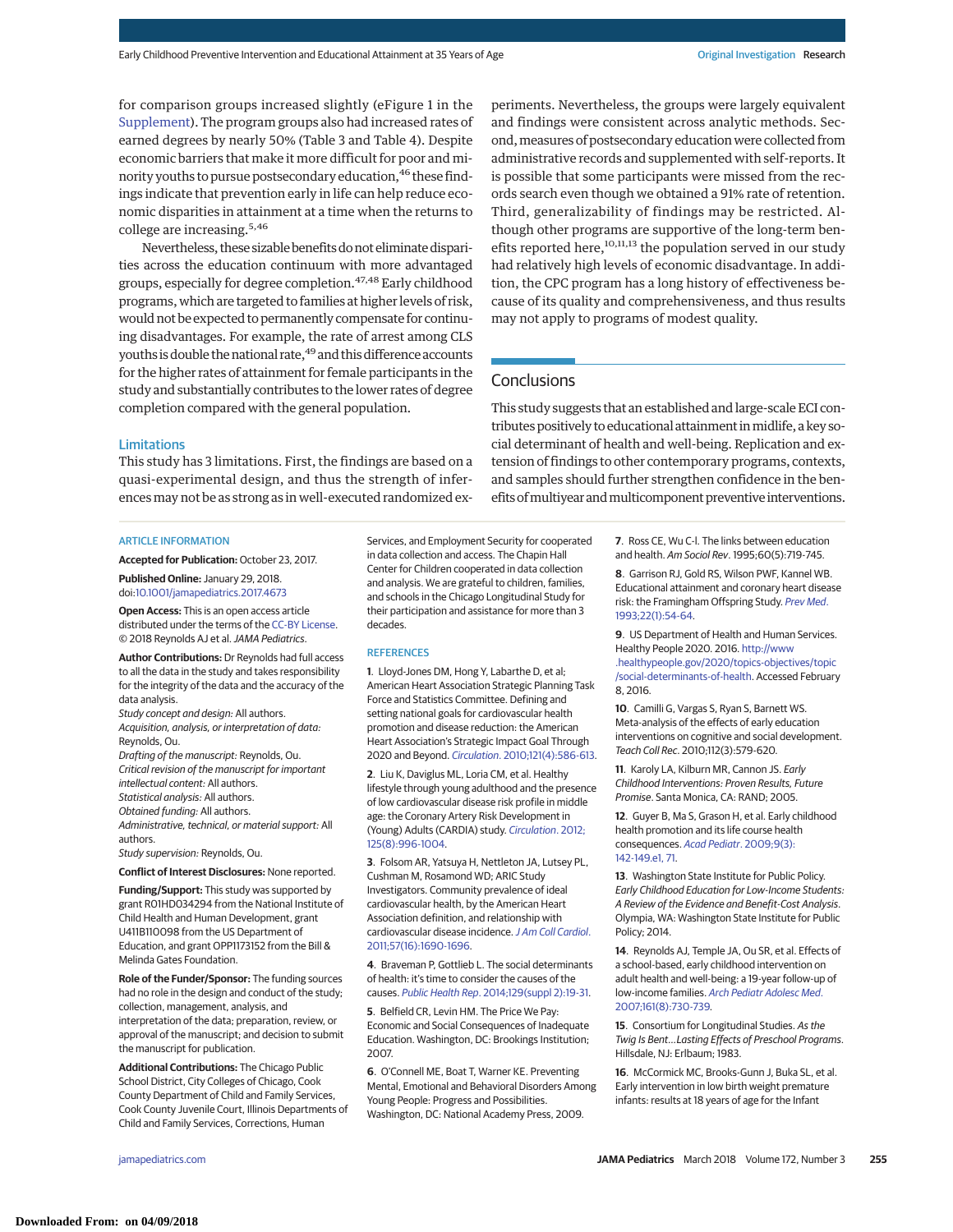for comparison groups increased slightly (eFigure 1 in the Supplement). The program groups also had increased rates of earned degrees by nearly 50% (Table 3 and Table 4). Despite economic barriers that make it more difficult for poor and minority youths to pursue postsecondary education,[46] these findings indicate that prevention early in life can help reduce economic disparities in attainment at a time when the returns to college are increasing.[5,46]

Nevertheless, these sizable benefits do not eliminate disparities across the education continuum with more advantaged groups, especially for degree completion.[47,48] Early childhood programs, which are targeted to families at higher levels of risk, would not be expected to permanently compensate for continuing disadvantages. For example, the rate of arrest among CLS youths is double the national rate,[49] and this difference accounts for the higher rates of attainment for female participants in the study and substantially contributes to the lower rates of degree completion compared with the general population.

### Limitations

This study has 3 limitations. First, the findings are based on a quasi-experimental design, and thus the strength of inferences may not be as strong as in well-executed randomized experiments. Nevertheless, the groups were largely equivalent and findings were consistent across analytic methods. Second, measures of postsecondary education were collected from administrative records and supplemented with self-reports. It is possible that some participants were missed from the records search even though we obtained a 91% rate of retention. Third, generalizability of findings may be restricted. Although other programs are supportive of the long-term benefits reported here,[10,11,13] the population served in our study had relatively high levels of economic disadvantage. In addition, the CPC program has a long history of effectiveness because of its quality and comprehensiveness, and thus results may not apply to programs of modest quality.

## Conclusions

This study suggests that an established and large-scale ECI contributes positively to educational attainment in midlife, a key social determinant of health and well-being. Replication and extension of findings to other contemporary programs, contexts, and samples should further strengthen confidence in the benefits of multiyear and multicomponent preventive interventions.

### ARTICLE INFORMATION

**Accepted for Publication:** October 23, 2017.

**Published Online:** January 29, 2018. doi:10.1001/jamapediatrics.2017.4673

**Open Access:** This is an open access article distributed under the terms of the CC-BY License. © 2018 Reynolds AJ et al. *JAMA Pediatrics*.

**Author Contributions:** Dr Reynolds had full access to all the data in the study and takes responsibility for the integrity of the data and the accuracy of the data analysis.
*Study concept and design:* All authors.
*Acquisition, analysis, or interpretation of data:* Reynolds, Ou.
*Drafting of the manuscript:* Reynolds, Ou.
*Critical revision of the manuscript for important intellectual content:* All authors.
*Statistical analysis:* All authors.
*Obtained funding:* All authors.
*Administrative, technical, or material support:* All authors.
*Study supervision:* Reynolds, Ou.

**Conflict of Interest Disclosures:** None reported.

**Funding/Support:** This study was supported by grant R01HD034294 from the National Institute of Child Health and Human Development, grant U411B110098 from the US Department of Education, and grant OPP1173152 from the Bill & Melinda Gates Foundation.

**Role of the Funder/Sponsor:** The funding sources had no role in the design and conduct of the study; collection, management, analysis, and interpretation of the data; preparation, review, or approval of the manuscript; and decision to submit the manuscript for publication.

**Additional Contributions:** The Chicago Public School District, City Colleges of Chicago, Cook County Department of Child and Family Services, Cook County Juvenile Court, Illinois Departments of Child and Family Services, Corrections, Human Services, and Employment Security for cooperated in data collection and access. The Chapin Hall Center for Children cooperated in data collection and analysis. We are grateful to children, families, and schools in the Chicago Longitudinal Study for their participation and assistance for more than 3 decades.

### REFERENCES

1. Lloyd-Jones DM, Hong Y, Labarthe D, et al; American Heart Association Strategic Planning Task Force and Statistics Committee. Defining and setting national goals for cardiovascular health promotion and disease reduction: the American Heart Association's Strategic Impact Goal Through 2020 and Beyond. *Circulation*. 2010;121(4):586-613.

2. Liu K, Daviglus ML, Loria CM, et al. Healthy lifestyle through young adulthood and the presence of low cardiovascular disease risk profile in middle age: the Coronary Artery Risk Development in (Young) Adults (CARDIA) study. *Circulation*. 2012;125(8):996-1004.

3. Folsom AR, Yatsuya H, Nettleton JA, Lutsey PL, Cushman M, Rosamond WD; ARIC Study Investigators. Community prevalence of ideal cardiovascular health, by the American Heart Association definition, and relationship with cardiovascular disease incidence. *J Am Coll Cardiol*. 2011;57(16):1690-1696.

4. Braveman P, Gottlieb L. The social determinants of health: it's time to consider the causes of the causes. *Public Health Rep*. 2014;129(suppl 2):19-31.

5. Belfield CR, Levin HM. The Price We Pay: Economic and Social Consequences of Inadequate Education. Washington, DC: Brookings Institution; 2007.

6. O'Connell ME, Boat T, Warner KE. Preventing Mental, Emotional and Behavioral Disorders Among Young People: Progress and Possibilities. Washington, DC: National Academy Press, 2009.

7. Ross CE, Wu C-l. The links between education and health. *Am Sociol Rev*. 1995;60(5):719-745.

8. Garrison RJ, Gold RS, Wilson PWF, Kannel WB. Educational attainment and coronary heart disease risk: the Framingham Offspring Study. *Prev Med*. 1993;22(1):54-64.

9. US Department of Health and Human Services. Healthy People 2020. 2016. http://www.healthypeople.gov/2020/topics-objectives/topic/social-determinants-of-health. Accessed February 8, 2016.

10. Camilli G, Vargas S, Ryan S, Barnett WS. Meta-analysis of the effects of early education interventions on cognitive and social development. *Teach Coll Rec*. 2010;112(3):579-620.

11. Karoly LA, Kilburn MR, Cannon JS. *Early Childhood Interventions: Proven Results, Future Promise*. Santa Monica, CA: RAND; 2005.

12. Guyer B, Ma S, Grason H, et al. Early childhood health promotion and its life course health consequences. *Acad Pediatr*. 2009;9(3):142-149.e1, 71.

13. Washington State Institute for Public Policy. *Early Childhood Education for Low-Income Students: A Review of the Evidence and Benefit-Cost Analysis*. Olympia, WA: Washington State Institute for Public Policy; 2014.

14. Reynolds AJ, Temple JA, Ou SR, et al. Effects of a school-based, early childhood intervention on adult health and well-being: a 19-year follow-up of low-income families. *Arch Pediatr Adolesc Med*. 2007;161(8):730-739.

15. Consortium for Longitudinal Studies. *As the Twig Is Bent...Lasting Effects of Preschool Programs*. Hillsdale, NJ: Erlbaum; 1983.

16. McCormick MC, Brooks-Gunn J, Buka SL, et al. Early intervention in low birth weight premature infants: results at 18 years of age for the Infant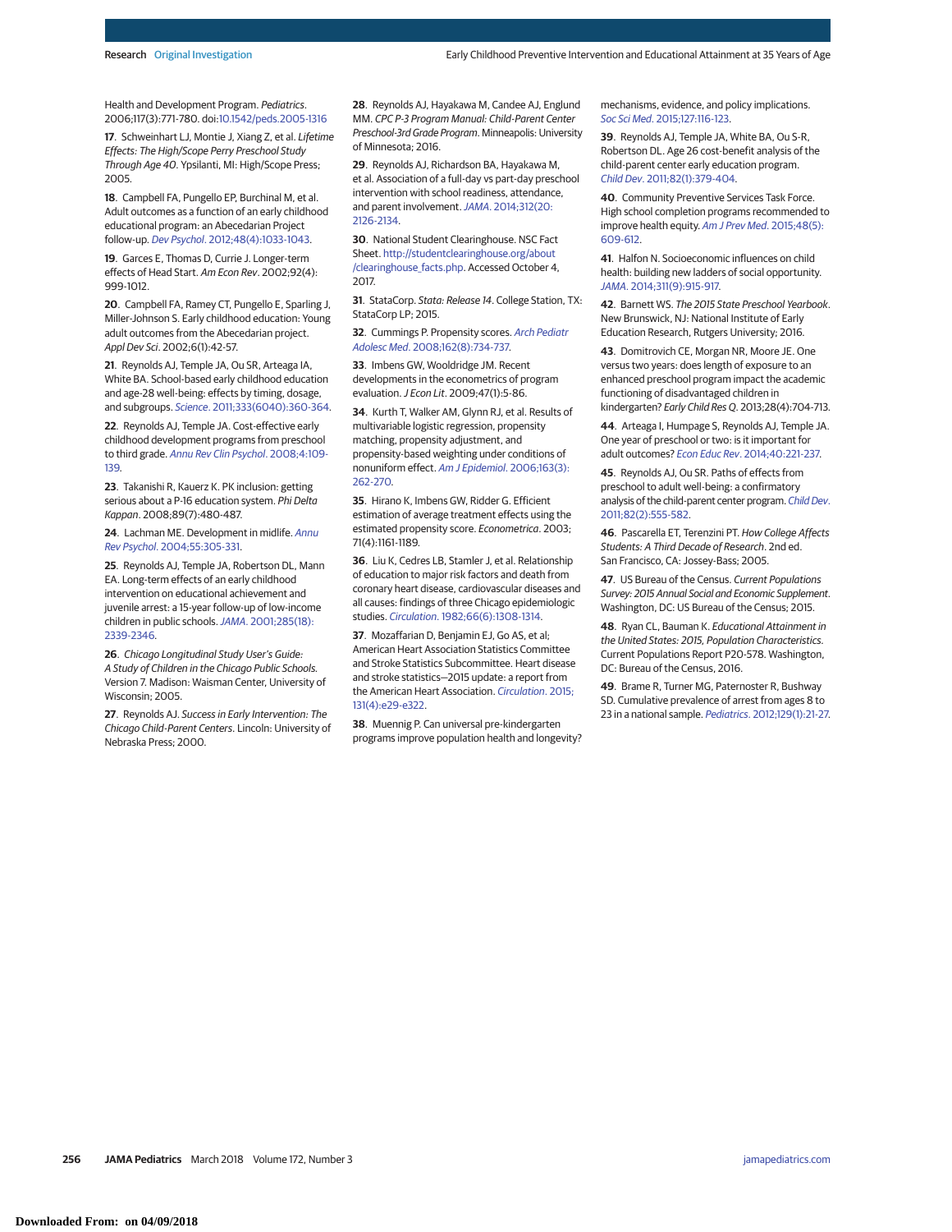Health and Development Program. *Pediatrics*. 2006;117(3):771-780. doi:10.1542/peds.2005-1316

17. Schweinhart LJ, Montie J, Xiang Z, et al. *Lifetime Effects: The High/Scope Perry Preschool Study Through Age 40*. Ypsilanti, MI: High/Scope Press; 2005.

18. Campbell FA, Pungello EP, Burchinal M, et al. Adult outcomes as a function of an early childhood educational program: an Abecedarian Project follow-up. *Dev Psychol*. 2012;48(4):1033-1043.

19. Garces E, Thomas D, Currie J. Longer-term effects of Head Start. *Am Econ Rev*. 2002;92(4):999-1012.

20. Campbell FA, Ramey CT, Pungello E, Sparling J, Miller-Johnson S. Early childhood education: Young adult outcomes from the Abecedarian project. *Appl Dev Sci*. 2002;6(1):42-57.

21. Reynolds AJ, Temple JA, Ou SR, Arteaga IA, White BA. School-based early childhood education and age-28 well-being: effects by timing, dosage, and subgroups. *Science*. 2011;333(6040):360-364.

22. Reynolds AJ, Temple JA. Cost-effective early childhood development programs from preschool to third grade. *Annu Rev Clin Psychol*. 2008;4:109-139.

23. Takanishi R, Kauerz K. PK inclusion: getting serious about a P-16 education system. *Phi Delta Kappan*. 2008;89(7):480-487.

24. Lachman ME. Development in midlife. *Annu Rev Psychol*. 2004;55:305-331.

25. Reynolds AJ, Temple JA, Robertson DL, Mann EA. Long-term effects of an early childhood intervention on educational achievement and juvenile arrest: a 15-year follow-up of low-income children in public schools. *JAMA*. 2001;285(18):2339-2346.

26. *Chicago Longitudinal Study User's Guide: A Study of Children in the Chicago Public Schools*. Version 7. Madison: Waisman Center, University of Wisconsin; 2005.

27. Reynolds AJ. *Success in Early Intervention: The Chicago Child-Parent Centers*. Lincoln: University of Nebraska Press; 2000.

28. Reynolds AJ, Hayakawa M, Candee AJ, Englund MM. *CPC P-3 Program Manual: Child-Parent Center Preschool-3rd Grade Program*. Minneapolis: University of Minnesota; 2016.

29. Reynolds AJ, Richardson BA, Hayakawa M, et al. Association of a full-day vs part-day preschool intervention with school readiness, attendance, and parent involvement. *JAMA*. 2014;312(20):2126-2134.

30. National Student Clearinghouse. NSC Fact Sheet. http://studentclearinghouse.org/about/clearinghouse_facts.php. Accessed October 4, 2017.

31. StataCorp. *Stata: Release 14*. College Station, TX: StataCorp LP; 2015.

32. Cummings P. Propensity scores. *Arch Pediatr Adolesc Med*. 2008;162(8):734-737.

33. Imbens GW, Wooldridge JM. Recent developments in the econometrics of program evaluation. *J Econ Lit*. 2009;47(1):5-86.

34. Kurth T, Walker AM, Glynn RJ, et al. Results of multivariable logistic regression, propensity matching, propensity adjustment, and propensity-based weighting under conditions of nonuniform effect. *Am J Epidemiol*. 2006;163(3):262-270.

35. Hirano K, Imbens GW, Ridder G. Efficient estimation of average treatment effects using the estimated propensity score. *Econometrica*. 2003;71(4):1161-1189.

36. Liu K, Cedres LB, Stamler J, et al. Relationship of education to major risk factors and death from coronary heart disease, cardiovascular diseases and all causes: findings of three Chicago epidemiologic studies. *Circulation*. 1982;66(6):1308-1314.

37. Mozaffarian D, Benjamin EJ, Go AS, et al; American Heart Association Statistics Committee and Stroke Statistics Subcommittee. Heart disease and stroke statistics—2015 update: a report from the American Heart Association. *Circulation*. 2015;131(4):e29-e322.

38. Muennig P. Can universal pre-kindergarten programs improve population health and longevity? mechanisms, evidence, and policy implications. *Soc Sci Med*. 2015;127:116-123.

39. Reynolds AJ, Temple JA, White BA, Ou S-R, Robertson DL. Age 26 cost-benefit analysis of the child-parent center early education program. *Child Dev*. 2011;82(1):379-404.

40. Community Preventive Services Task Force. High school completion programs recommended to improve health equity. *Am J Prev Med*. 2015;48(5):609-612.

41. Halfon N. Socioeconomic influences on child health: building new ladders of social opportunity. *JAMA*. 2014;311(9):915-917.

42. Barnett WS. *The 2015 State Preschool Yearbook*. New Brunswick, NJ: National Institute of Early Education Research, Rutgers University; 2016.

43. Domitrovich CE, Morgan NR, Moore JE. One versus two years: does length of exposure to an enhanced preschool program impact the academic functioning of disadvantaged children in kindergarten? *Early Child Res Q*. 2013;28(4):704-713.

44. Arteaga I, Humpage S, Reynolds AJ, Temple JA. One year of preschool or two: is it important for adult outcomes? *Econ Educ Rev*. 2014;40:221-237.

45. Reynolds AJ, Ou SR. Paths of effects from preschool to adult well-being: a confirmatory analysis of the child-parent center program. *Child Dev*. 2011;82(2):555-582.

46. Pascarella ET, Terenzini PT. *How College Affects Students: A Third Decade of Research*. 2nd ed. San Francisco, CA: Jossey-Bass; 2005.

47. US Bureau of the Census. *Current Populations Survey: 2015 Annual Social and Economic Supplement*. Washington, DC: US Bureau of the Census; 2015.

48. Ryan CL, Bauman K. *Educational Attainment in the United States: 2015, Population Characteristics*. Current Populations Report P20-578. Washington, DC: Bureau of the Census, 2016.

49. Brame R, Turner MG, Paternoster R, Bushway SD. Cumulative prevalence of arrest from ages 8 to 23 in a national sample. *Pediatrics*. 2012;129(1):21-27.